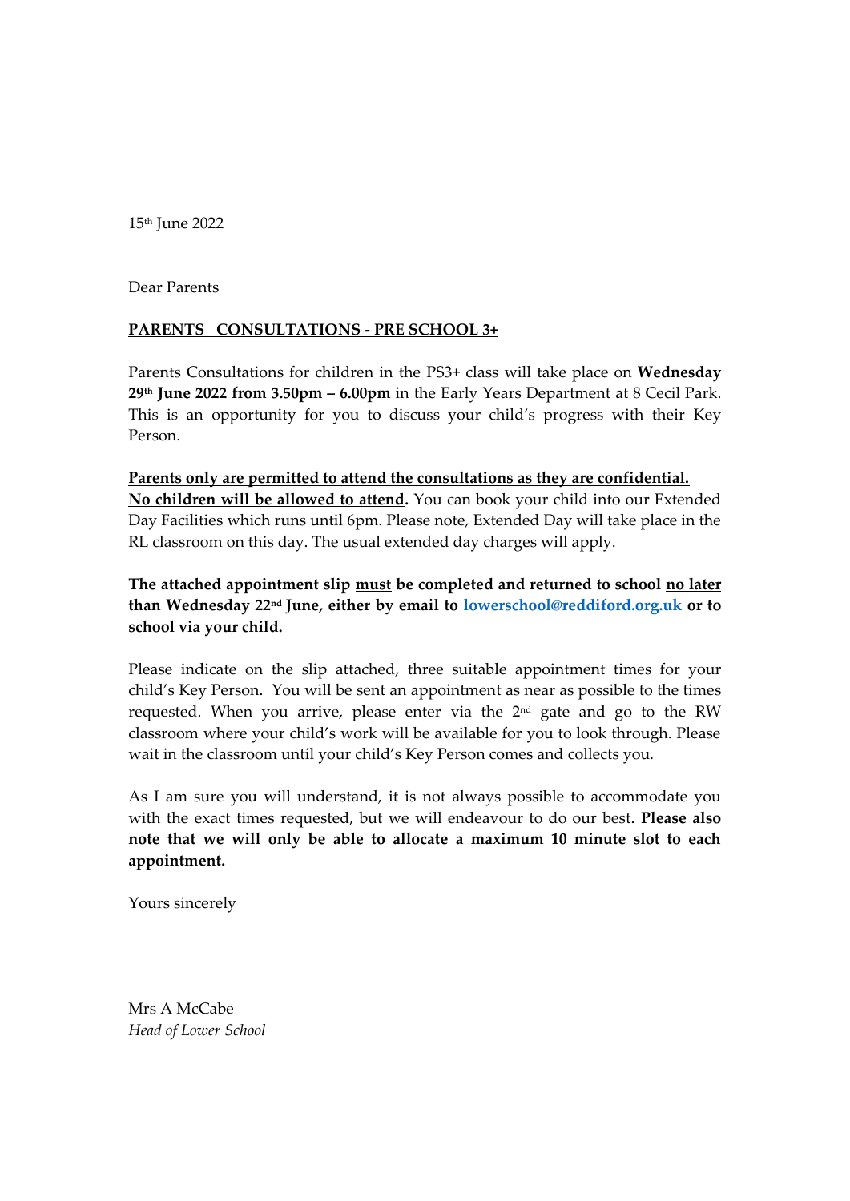15th June 2022

Dear Parents

**<u>PARENTS CONSULTATIONS - PRE SCHOOL 3+</u>**

Parents Consultations for children in the PS3+ class will take place on **Wednesday 29th June 2022 from 3.50pm – 6.00pm** in the Early Years Department at 8 Cecil Park. This is an opportunity for you to discuss your child's progress with their Key Person.

**<u>Parents only are permitted to attend the consultations as they are confidential.</u>**
**<u>No children will be allowed to attend</u>.** You can book your child into our Extended Day Facilities which runs until 6pm. Please note, Extended Day will take place in the RL classroom on this day. The usual extended day charges will apply.

**The attached appointment slip <u>must</u> be completed and returned to school <u>no later than Wednesday 22nd June,</u> either by email to [lowerschool@reddiford.org.uk](mailto:lowerschool@reddiford.org.uk) or to school via your child.**

Please indicate on the slip attached, three suitable appointment times for your child's Key Person. You will be sent an appointment as near as possible to the times requested. When you arrive, please enter via the 2nd gate and go to the RW classroom where your child's work will be available for you to look through. Please wait in the classroom until your child's Key Person comes and collects you.

As I am sure you will understand, it is not always possible to accommodate you with the exact times requested, but we will endeavour to do our best. **Please also note that we will only be able to allocate a maximum 10 minute slot to each appointment.**

Yours sincerely

Mrs A McCabe
*Head of Lower School*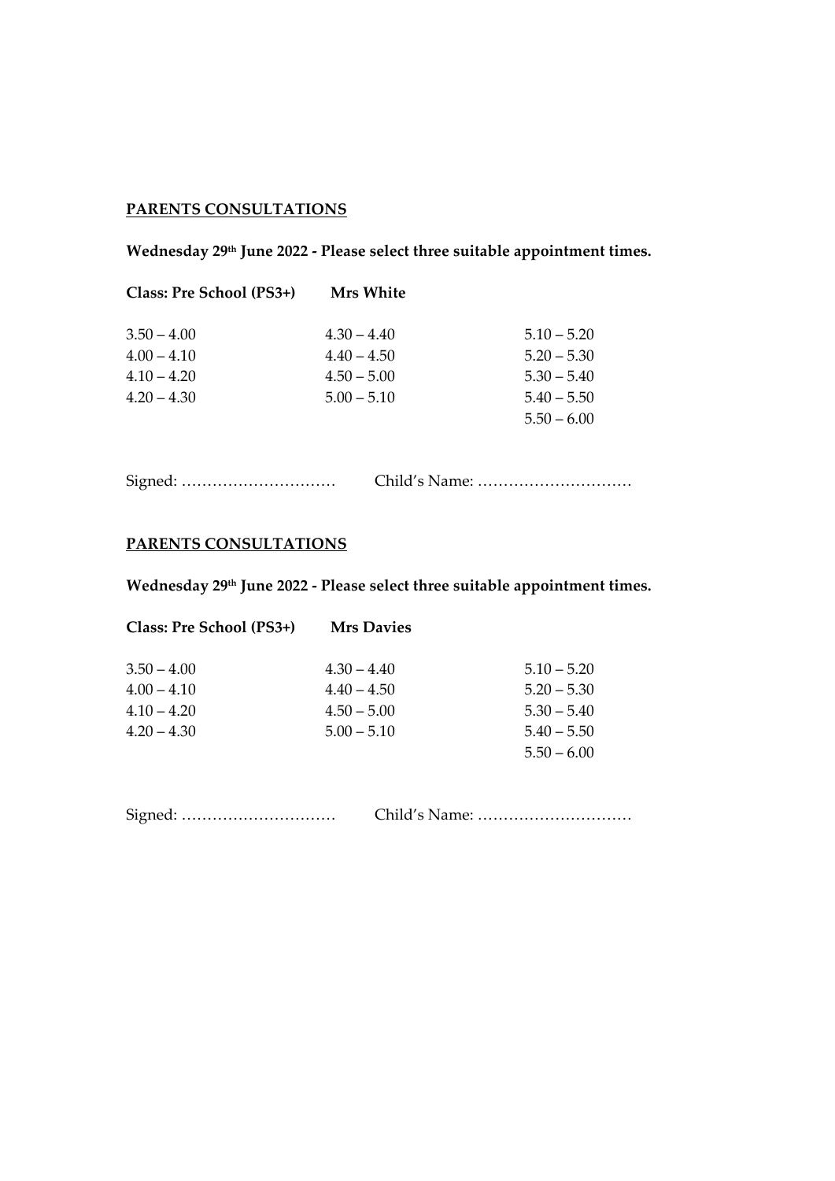**PARENTS CONSULTATIONS**

**Wednesday 29th June 2022 - Please select three suitable appointment times.**

**Class: Pre School (PS3+) Mrs White**

| | | |
|---|---|---|
| 3.50 – 4.00 | 4.30 – 4.40 | 5.10 – 5.20 |
| 4.00 – 4.10 | 4.40 – 4.50 | 5.20 – 5.30 |
| 4.10 – 4.20 | 4.50 – 5.00 | 5.30 – 5.40 |
| 4.20 – 4.30 | 5.00 – 5.10 | 5.40 – 5.50 |
| | | 5.50 – 6.00 |

Signed: ………………………… Child's Name: …………………………

**PARENTS CONSULTATIONS**

**Wednesday 29th June 2022 - Please select three suitable appointment times.**

**Class: Pre School (PS3+) Mrs Davies**

| | | |
|---|---|---|
| 3.50 – 4.00 | 4.30 – 4.40 | 5.10 – 5.20 |
| 4.00 – 4.10 | 4.40 – 4.50 | 5.20 – 5.30 |
| 4.10 – 4.20 | 4.50 – 5.00 | 5.30 – 5.40 |
| 4.20 – 4.30 | 5.00 – 5.10 | 5.40 – 5.50 |
| | | 5.50 – 6.00 |

Signed: ………………………… Child's Name: …………………………